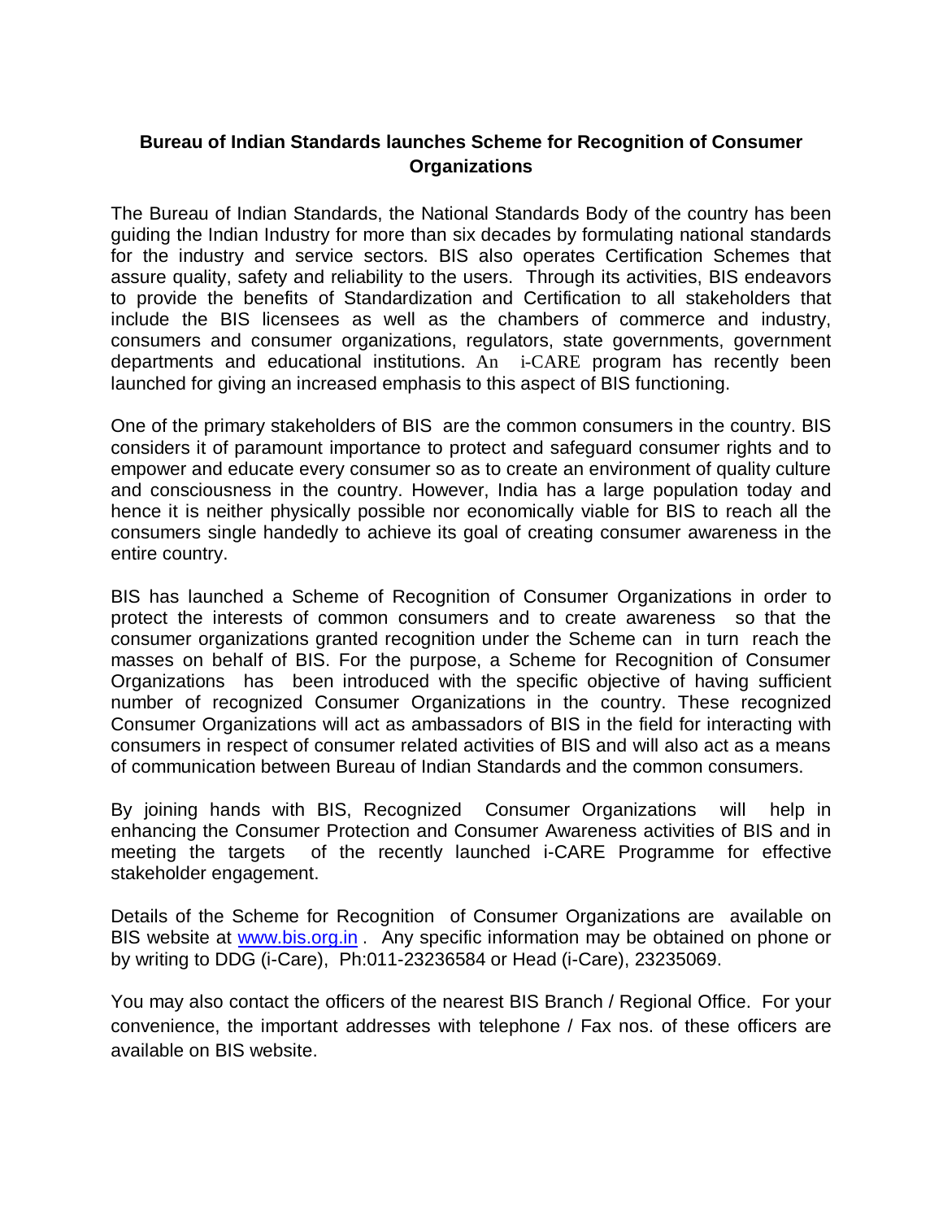**Bureau of Indian Standards launches Scheme for Recognition of Consumer Organizations**

The Bureau of Indian Standards, the National Standards Body of the country has been guiding the Indian Industry for more than six decades by formulating national standards for the industry and service sectors. BIS also operates Certification Schemes that assure quality, safety and reliability to the users. Through its activities, BIS endeavors to provide the benefits of Standardization and Certification to all stakeholders that include the BIS licensees as well as the chambers of commerce and industry, consumers and consumer organizations, regulators, state governments, government departments and educational institutions. An i-CARE program has recently been launched for giving an increased emphasis to this aspect of BIS functioning.

One of the primary stakeholders of BIS are the common consumers in the country. BIS considers it of paramount importance to protect and safeguard consumer rights and to empower and educate every consumer so as to create an environment of quality culture and consciousness in the country. However, India has a large population today and hence it is neither physically possible nor economically viable for BIS to reach all the consumers single handedly to achieve its goal of creating consumer awareness in the entire country.

BIS has launched a Scheme of Recognition of Consumer Organizations in order to protect the interests of common consumers and to create awareness so that the consumer organizations granted recognition under the Scheme can in turn reach the masses on behalf of BIS. For the purpose, a Scheme for Recognition of Consumer Organizations has been introduced with the specific objective of having sufficient number of recognized Consumer Organizations in the country. These recognized Consumer Organizations will act as ambassadors of BIS in the field for interacting with consumers in respect of consumer related activities of BIS and will also act as a means of communication between Bureau of Indian Standards and the common consumers.

By joining hands with BIS, Recognized Consumer Organizations will help in enhancing the Consumer Protection and Consumer Awareness activities of BIS and in meeting the targets of the recently launched i-CARE Programme for effective stakeholder engagement.

Details of the Scheme for Recognition of Consumer Organizations are available on BIS website at [www.bis.org.in](http://www.bis.org.in) . Any specific information may be obtained on phone or by writing to DDG (i-Care), Ph:011-23236584 or Head (i-Care), 23235069.

You may also contact the officers of the nearest BIS Branch / Regional Office. For your convenience, the important addresses with telephone / Fax nos. of these officers are available on BIS website.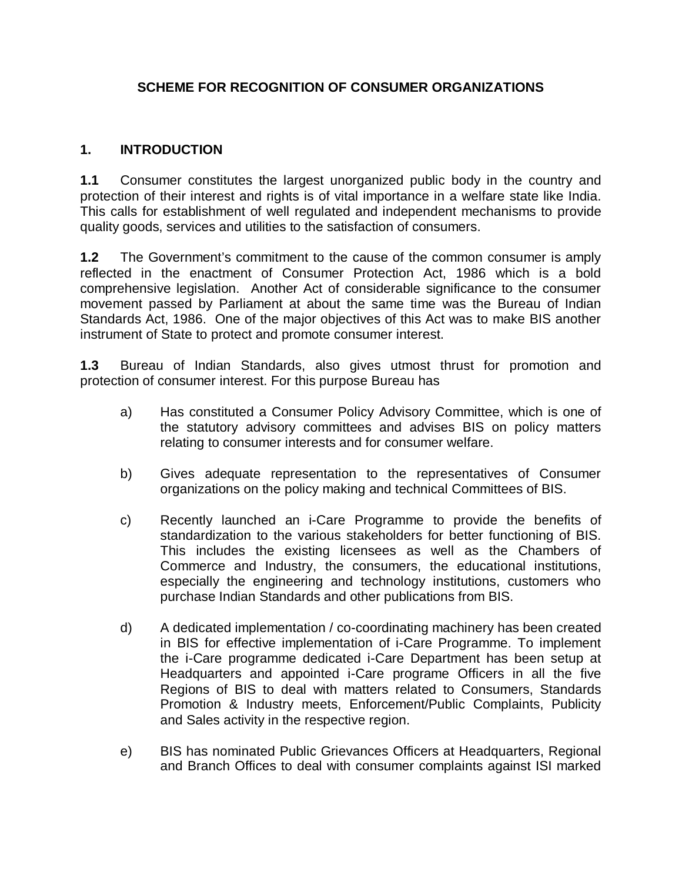# SCHEME FOR RECOGNITION OF CONSUMER ORGANIZATIONS

## 1. INTRODUCTION

**1.1** Consumer constitutes the largest unorganized public body in the country and protection of their interest and rights is of vital importance in a welfare state like India. This calls for establishment of well regulated and independent mechanisms to provide quality goods, services and utilities to the satisfaction of consumers.

**1.2** The Government's commitment to the cause of the common consumer is amply reflected in the enactment of Consumer Protection Act, 1986 which is a bold comprehensive legislation. Another Act of considerable significance to the consumer movement passed by Parliament at about the same time was the Bureau of Indian Standards Act, 1986. One of the major objectives of this Act was to make BIS another instrument of State to protect and promote consumer interest.

**1.3** Bureau of Indian Standards, also gives utmost thrust for promotion and protection of consumer interest. For this purpose Bureau has

a) Has constituted a Consumer Policy Advisory Committee, which is one of the statutory advisory committees and advises BIS on policy matters relating to consumer interests and for consumer welfare.

b) Gives adequate representation to the representatives of Consumer organizations on the policy making and technical Committees of BIS.

c) Recently launched an i-Care Programme to provide the benefits of standardization to the various stakeholders for better functioning of BIS. This includes the existing licensees as well as the Chambers of Commerce and Industry, the consumers, the educational institutions, especially the engineering and technology institutions, customers who purchase Indian Standards and other publications from BIS.

d) A dedicated implementation / co-coordinating machinery has been created in BIS for effective implementation of i-Care Programme. To implement the i-Care programme dedicated i-Care Department has been setup at Headquarters and appointed i-Care programe Officers in all the five Regions of BIS to deal with matters related to Consumers, Standards Promotion & Industry meets, Enforcement/Public Complaints, Publicity and Sales activity in the respective region.

e) BIS has nominated Public Grievances Officers at Headquarters, Regional and Branch Offices to deal with consumer complaints against ISI marked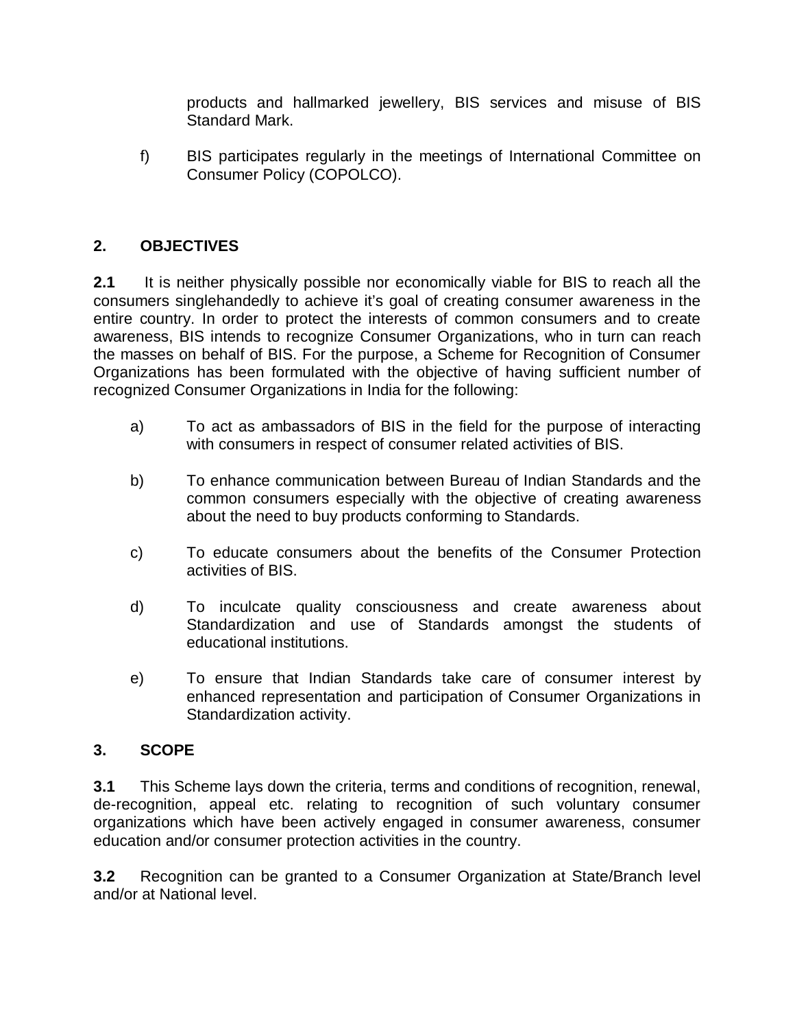products and hallmarked jewellery, BIS services and misuse of BIS Standard Mark.

f) BIS participates regularly in the meetings of International Committee on Consumer Policy (COPOLCO).

## 2. OBJECTIVES

**2.1** It is neither physically possible nor economically viable for BIS to reach all the consumers singlehandedly to achieve it's goal of creating consumer awareness in the entire country. In order to protect the interests of common consumers and to create awareness, BIS intends to recognize Consumer Organizations, who in turn can reach the masses on behalf of BIS. For the purpose, a Scheme for Recognition of Consumer Organizations has been formulated with the objective of having sufficient number of recognized Consumer Organizations in India for the following:

a) To act as ambassadors of BIS in the field for the purpose of interacting with consumers in respect of consumer related activities of BIS.

b) To enhance communication between Bureau of Indian Standards and the common consumers especially with the objective of creating awareness about the need to buy products conforming to Standards.

c) To educate consumers about the benefits of the Consumer Protection activities of BIS.

d) To inculcate quality consciousness and create awareness about Standardization and use of Standards amongst the students of educational institutions.

e) To ensure that Indian Standards take care of consumer interest by enhanced representation and participation of Consumer Organizations in Standardization activity.

## 3. SCOPE

**3.1** This Scheme lays down the criteria, terms and conditions of recognition, renewal, de-recognition, appeal etc. relating to recognition of such voluntary consumer organizations which have been actively engaged in consumer awareness, consumer education and/or consumer protection activities in the country.

**3.2** Recognition can be granted to a Consumer Organization at State/Branch level and/or at National level.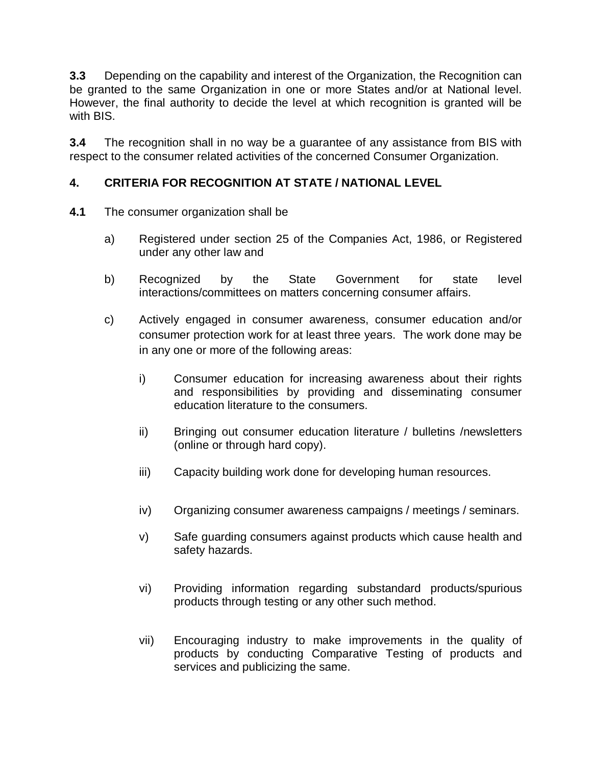**3.3** Depending on the capability and interest of the Organization, the Recognition can be granted to the same Organization in one or more States and/or at National level. However, the final authority to decide the level at which recognition is granted will be with BIS.

**3.4** The recognition shall in no way be a guarantee of any assistance from BIS with respect to the consumer related activities of the concerned Consumer Organization.

## 4. CRITERIA FOR RECOGNITION AT STATE / NATIONAL LEVEL

**4.1** The consumer organization shall be

a) Registered under section 25 of the Companies Act, 1986, or Registered under any other law and

b) Recognized by the State Government for state level interactions/committees on matters concerning consumer affairs.

c) Actively engaged in consumer awareness, consumer education and/or consumer protection work for at least three years. The work done may be in any one or more of the following areas:

   i) Consumer education for increasing awareness about their rights and responsibilities by providing and disseminating consumer education literature to the consumers.

   ii) Bringing out consumer education literature / bulletins /newsletters (online or through hard copy).

   iii) Capacity building work done for developing human resources.

   iv) Organizing consumer awareness campaigns / meetings / seminars.

   v) Safe guarding consumers against products which cause health and safety hazards.

   vi) Providing information regarding substandard products/spurious products through testing or any other such method.

   vii) Encouraging industry to make improvements in the quality of products by conducting Comparative Testing of products and services and publicizing the same.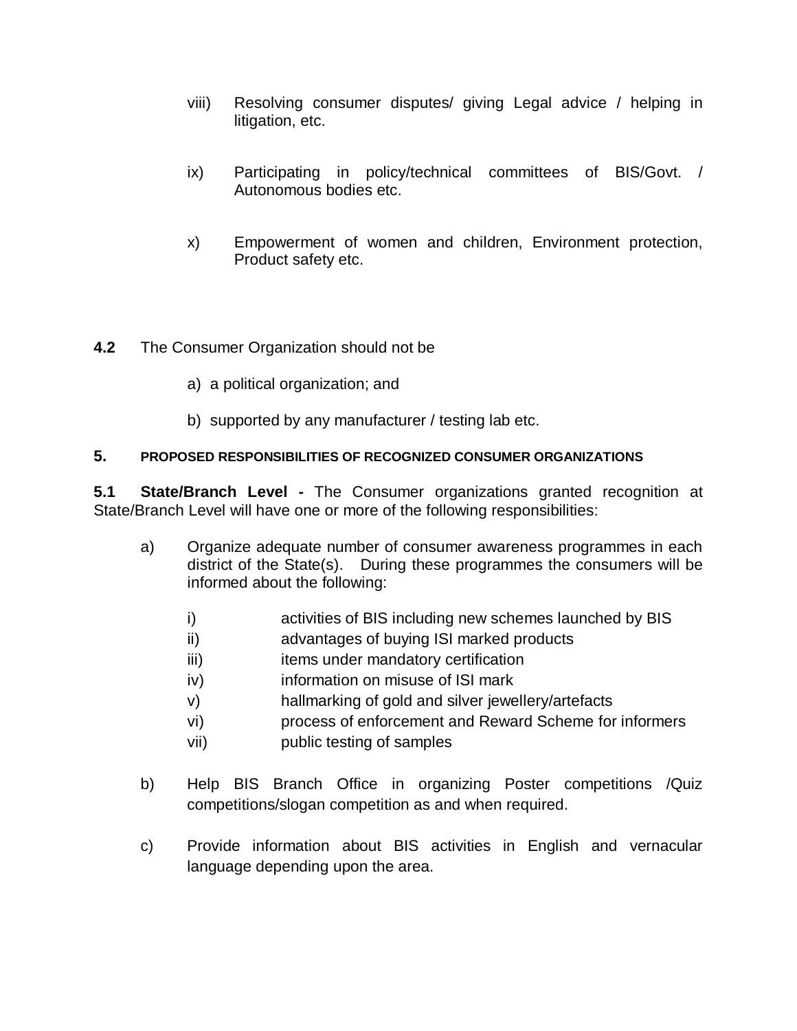viii) Resolving consumer disputes/ giving Legal advice / helping in litigation, etc.

ix) Participating in policy/technical committees of BIS/Govt. / Autonomous bodies etc.

x) Empowerment of women and children, Environment protection, Product safety etc.

**4.2** The Consumer Organization should not be

a) a political organization; and

b) supported by any manufacturer / testing lab etc.

## 5. PROPOSED RESPONSIBILITIES OF RECOGNIZED CONSUMER ORGANIZATIONS

**5.1 State/Branch Level -** The Consumer organizations granted recognition at State/Branch Level will have one or more of the following responsibilities:

a) Organize adequate number of consumer awareness programmes in each district of the State(s). During these programmes the consumers will be informed about the following:

   i) activities of BIS including new schemes launched by BIS
   ii) advantages of buying ISI marked products
   iii) items under mandatory certification
   iv) information on misuse of ISI mark
   v) hallmarking of gold and silver jewellery/artefacts
   vi) process of enforcement and Reward Scheme for informers
   vii) public testing of samples

b) Help BIS Branch Office in organizing Poster competitions /Quiz competitions/slogan competition as and when required.

c) Provide information about BIS activities in English and vernacular language depending upon the area.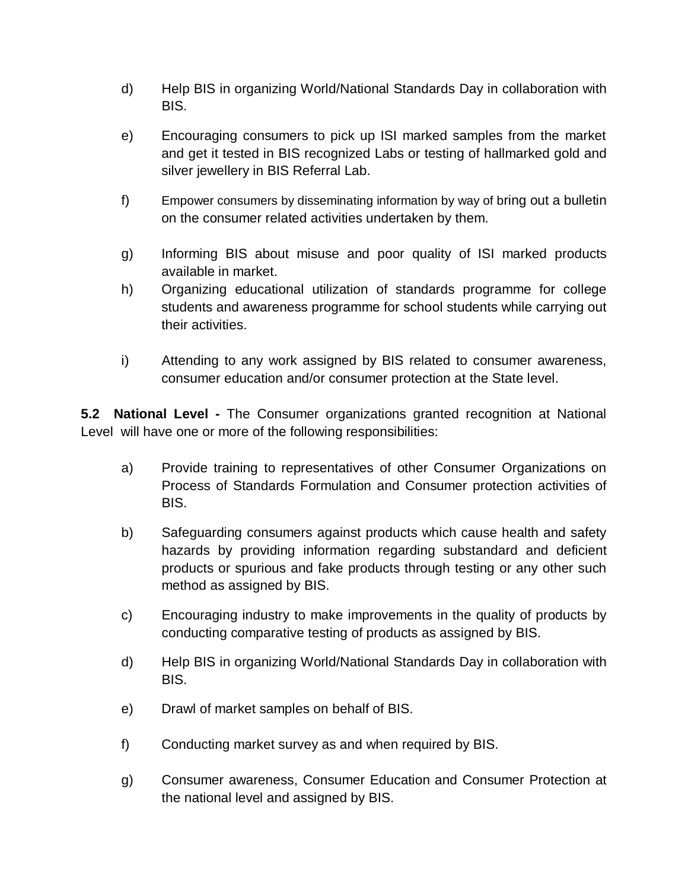d) Help BIS in organizing World/National Standards Day in collaboration with BIS.

e) Encouraging consumers to pick up ISI marked samples from the market and get it tested in BIS recognized Labs or testing of hallmarked gold and silver jewellery in BIS Referral Lab.

f) Empower consumers by disseminating information by way of bring out a bulletin on the consumer related activities undertaken by them.

g) Informing BIS about misuse and poor quality of ISI marked products available in market.

h) Organizing educational utilization of standards programme for college students and awareness programme for school students while carrying out their activities.

i) Attending to any work assigned by BIS related to consumer awareness, consumer education and/or consumer protection at the State level.

**5.2 National Level -** The Consumer organizations granted recognition at National Level will have one or more of the following responsibilities:

a) Provide training to representatives of other Consumer Organizations on Process of Standards Formulation and Consumer protection activities of BIS.

b) Safeguarding consumers against products which cause health and safety hazards by providing information regarding substandard and deficient products or spurious and fake products through testing or any other such method as assigned by BIS.

c) Encouraging industry to make improvements in the quality of products by conducting comparative testing of products as assigned by BIS.

d) Help BIS in organizing World/National Standards Day in collaboration with BIS.

e) Drawl of market samples on behalf of BIS.

f) Conducting market survey as and when required by BIS.

g) Consumer awareness, Consumer Education and Consumer Protection at the national level and assigned by BIS.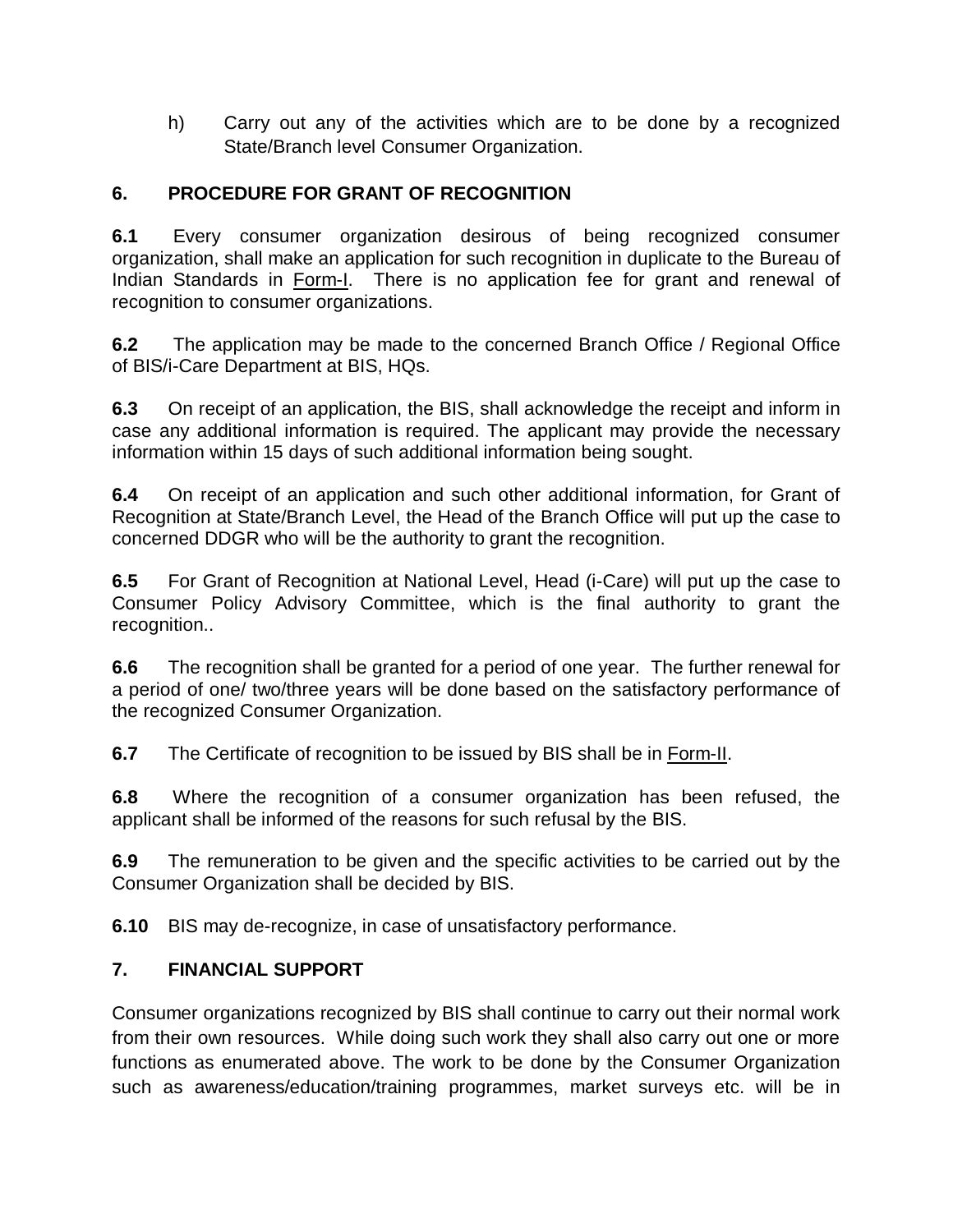h) Carry out any of the activities which are to be done by a recognized State/Branch level Consumer Organization.

## 6. PROCEDURE FOR GRANT OF RECOGNITION

**6.1** Every consumer organization desirous of being recognized consumer organization, shall make an application for such recognition in duplicate to the Bureau of Indian Standards in Form-I. There is no application fee for grant and renewal of recognition to consumer organizations.

**6.2** The application may be made to the concerned Branch Office / Regional Office of BIS/i-Care Department at BIS, HQs.

**6.3** On receipt of an application, the BIS, shall acknowledge the receipt and inform in case any additional information is required. The applicant may provide the necessary information within 15 days of such additional information being sought.

**6.4** On receipt of an application and such other additional information, for Grant of Recognition at State/Branch Level, the Head of the Branch Office will put up the case to concerned DDGR who will be the authority to grant the recognition.

**6.5** For Grant of Recognition at National Level, Head (i-Care) will put up the case to Consumer Policy Advisory Committee, which is the final authority to grant the recognition..

**6.6** The recognition shall be granted for a period of one year. The further renewal for a period of one/ two/three years will be done based on the satisfactory performance of the recognized Consumer Organization.

**6.7** The Certificate of recognition to be issued by BIS shall be in Form-II.

**6.8** Where the recognition of a consumer organization has been refused, the applicant shall be informed of the reasons for such refusal by the BIS.

**6.9** The remuneration to be given and the specific activities to be carried out by the Consumer Organization shall be decided by BIS.

**6.10** BIS may de-recognize, in case of unsatisfactory performance.

## 7. FINANCIAL SUPPORT

Consumer organizations recognized by BIS shall continue to carry out their normal work from their own resources. While doing such work they shall also carry out one or more functions as enumerated above. The work to be done by the Consumer Organization such as awareness/education/training programmes, market surveys etc. will be in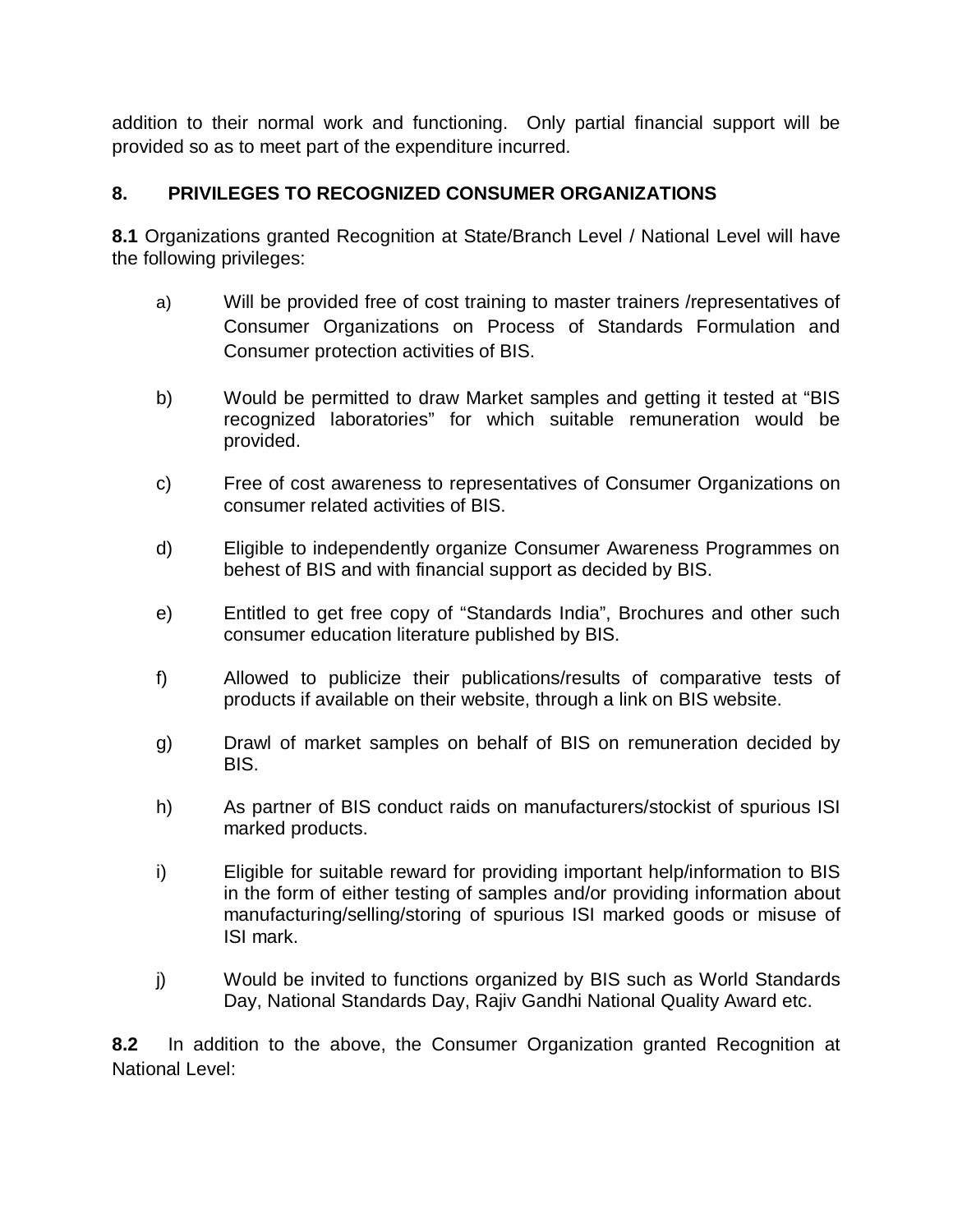addition to their normal work and functioning. Only partial financial support will be provided so as to meet part of the expenditure incurred.

## 8. PRIVILEGES TO RECOGNIZED CONSUMER ORGANIZATIONS

**8.1** Organizations granted Recognition at State/Branch Level / National Level will have the following privileges:

a) Will be provided free of cost training to master trainers /representatives of Consumer Organizations on Process of Standards Formulation and Consumer protection activities of BIS.

b) Would be permitted to draw Market samples and getting it tested at "BIS recognized laboratories" for which suitable remuneration would be provided.

c) Free of cost awareness to representatives of Consumer Organizations on consumer related activities of BIS.

d) Eligible to independently organize Consumer Awareness Programmes on behest of BIS and with financial support as decided by BIS.

e) Entitled to get free copy of "Standards India", Brochures and other such consumer education literature published by BIS.

f) Allowed to publicize their publications/results of comparative tests of products if available on their website, through a link on BIS website.

g) Drawl of market samples on behalf of BIS on remuneration decided by BIS.

h) As partner of BIS conduct raids on manufacturers/stockist of spurious ISI marked products.

i) Eligible for suitable reward for providing important help/information to BIS in the form of either testing of samples and/or providing information about manufacturing/selling/storing of spurious ISI marked goods or misuse of ISI mark.

j) Would be invited to functions organized by BIS such as World Standards Day, National Standards Day, Rajiv Gandhi National Quality Award etc.

**8.2** In addition to the above, the Consumer Organization granted Recognition at National Level: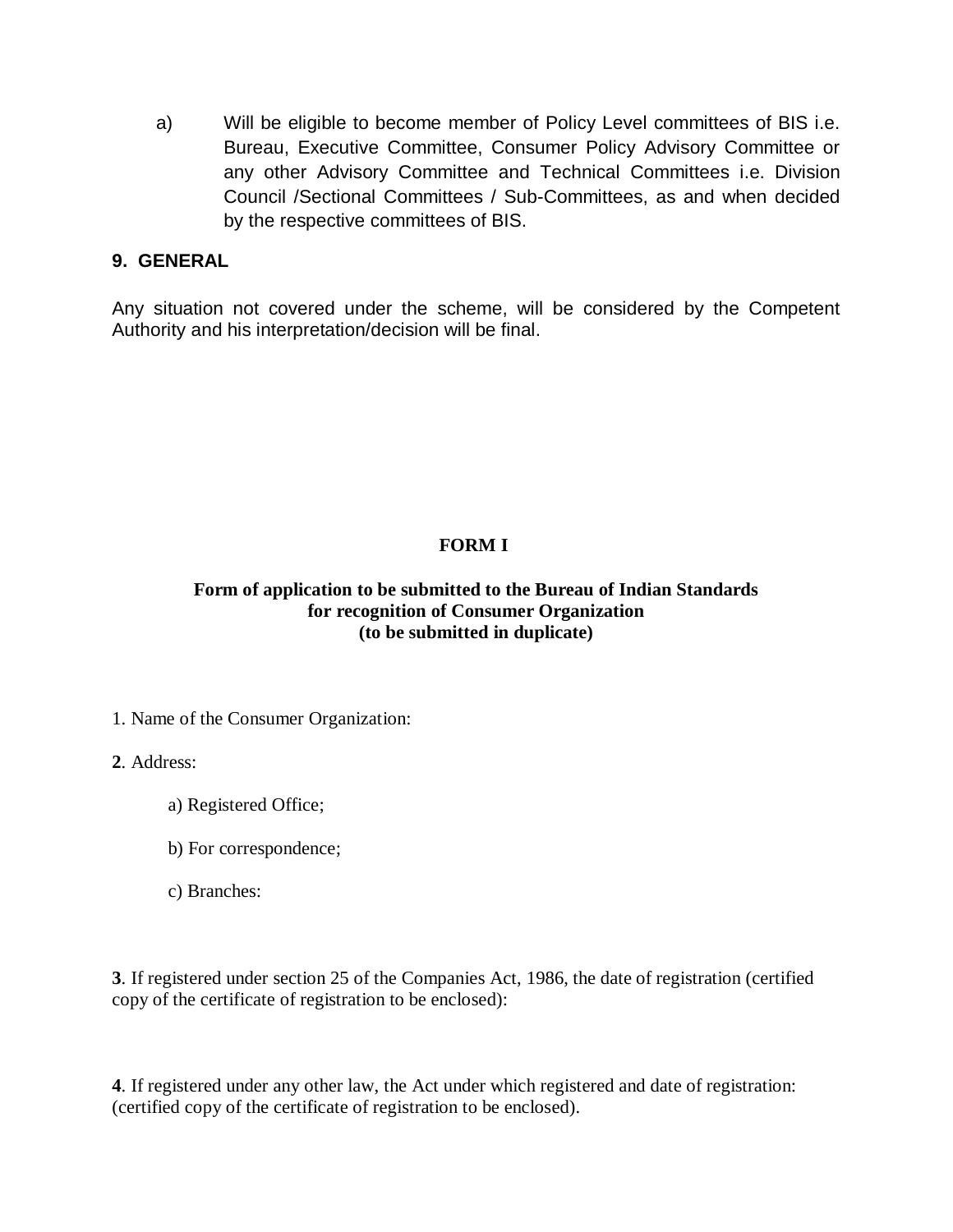a) Will be eligible to become member of Policy Level committees of BIS i.e. Bureau, Executive Committee, Consumer Policy Advisory Committee or any other Advisory Committee and Technical Committees i.e. Division Council /Sectional Committees / Sub-Committees, as and when decided by the respective committees of BIS.

## 9. GENERAL

Any situation not covered under the scheme, will be considered by the Competent Authority and his interpretation/decision will be final.

## FORM I

**Form of application to be submitted to the Bureau of Indian Standards for recognition of Consumer Organization (to be submitted in duplicate)**

1. Name of the Consumer Organization:

**2**. Address:

a) Registered Office;

b) For correspondence;

c) Branches:

**3**. If registered under section 25 of the Companies Act, 1986, the date of registration (certified copy of the certificate of registration to be enclosed):

**4**. If registered under any other law, the Act under which registered and date of registration: (certified copy of the certificate of registration to be enclosed).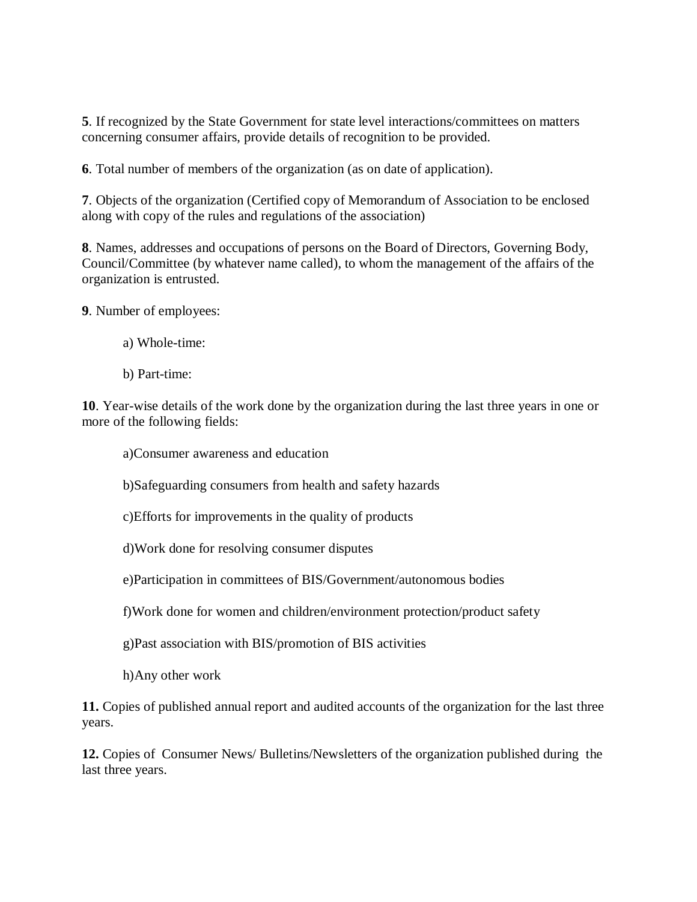**5**. If recognized by the State Government for state level interactions/committees on matters concerning consumer affairs, provide details of recognition to be provided.

**6**. Total number of members of the organization (as on date of application).

**7**. Objects of the organization (Certified copy of Memorandum of Association to be enclosed along with copy of the rules and regulations of the association)

**8**. Names, addresses and occupations of persons on the Board of Directors, Governing Body, Council/Committee (by whatever name called), to whom the management of the affairs of the organization is entrusted.

**9**. Number of employees:

a) Whole-time:

b) Part-time:

**10**. Year-wise details of the work done by the organization during the last three years in one or more of the following fields:

a)Consumer awareness and education

b)Safeguarding consumers from health and safety hazards

c)Efforts for improvements in the quality of products

d)Work done for resolving consumer disputes

e)Participation in committees of BIS/Government/autonomous bodies

f)Work done for women and children/environment protection/product safety

g)Past association with BIS/promotion of BIS activities

h)Any other work

**11.** Copies of published annual report and audited accounts of the organization for the last three years.

**12.** Copies of Consumer News/ Bulletins/Newsletters of the organization published during the last three years.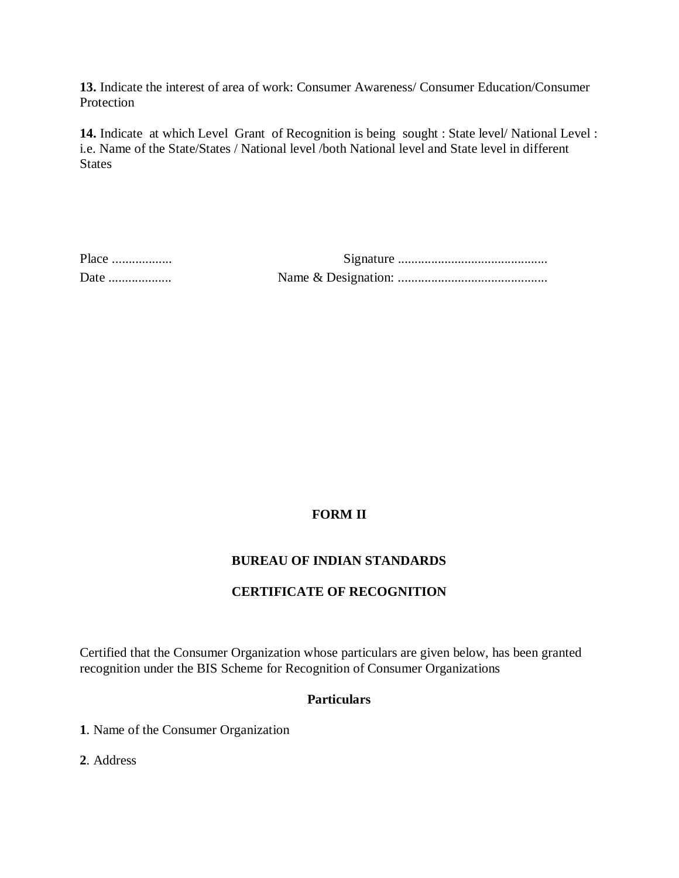**13.** Indicate the interest of area of work: Consumer Awareness/ Consumer Education/Consumer Protection

**14.** Indicate at which Level Grant of Recognition is being sought : State level/ National Level : i.e. Name of the State/States / National level /both National level and State level in different States

Place ..................                                        Signature ............................................

Date ..................                        Name & Designation: ............................................

## FORM II

## BUREAU OF INDIAN STANDARDS

## CERTIFICATE OF RECOGNITION

Certified that the Consumer Organization whose particulars are given below, has been granted recognition under the BIS Scheme for Recognition of Consumer Organizations

### Particulars

**1**. Name of the Consumer Organization

**2**. Address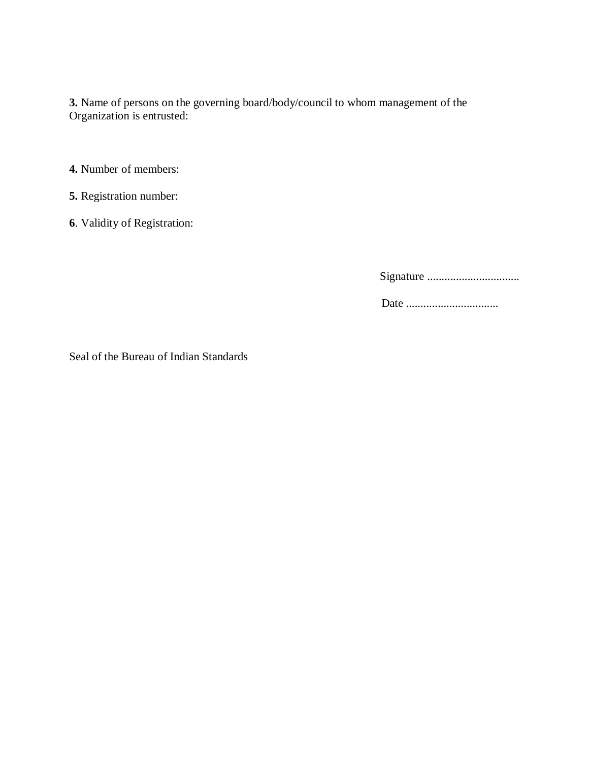**3.** Name of persons on the governing board/body/council to whom management of the Organization is entrusted:

**4.** Number of members:

**5.** Registration number:

**6**. Validity of Registration:

Signature ................................

Date ................................

Seal of the Bureau of Indian Standards